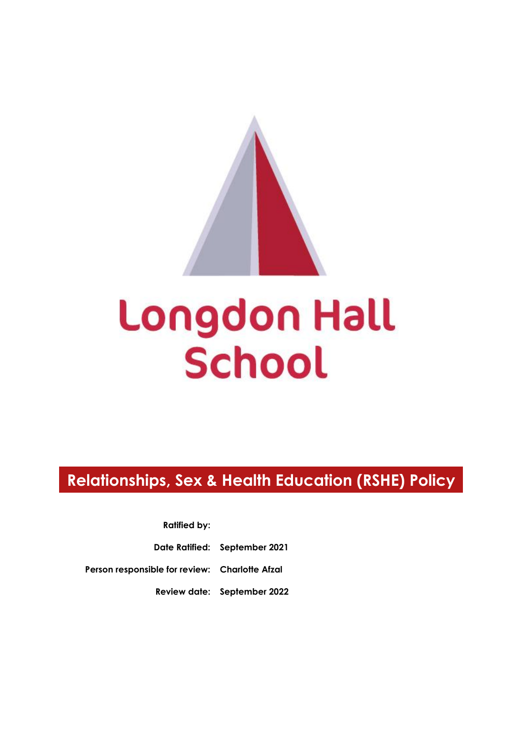# Longdon Hall School

## Relationships, Sex & Health Education (RSHE) Policy

| | |
|---|---|
| **Ratified by:** | |
| **Date Ratified:** | **September 2021** |
| **Person responsible for review:** | **Charlotte Afzal** |
| **Review date:** | **September 2022** |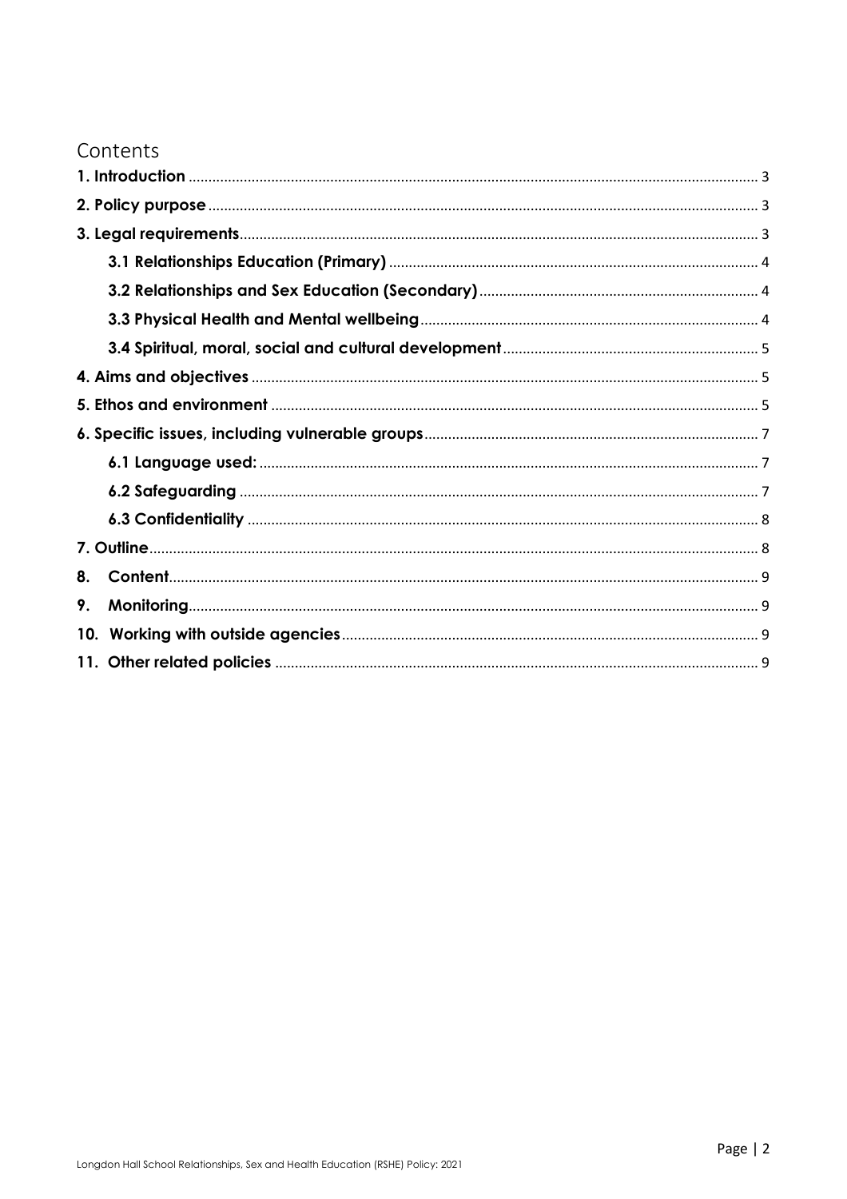# Contents

**1. Introduction** ........ 3

**2. Policy purpose** ........ 3

**3. Legal requirements** ........ 3

- **3.1 Relationships Education (Primary)** ........ 4
- **3.2 Relationships and Sex Education (Secondary)** ........ 4
- **3.3 Physical Health and Mental wellbeing** ........ 4
- **3.4 Spiritual, moral, social and cultural development** ........ 5

**4. Aims and objectives** ........ 5

**5. Ethos and environment** ........ 5

**6. Specific issues, including vulnerable groups** ........ 7

- **6.1 Language used:** ........ 7
- **6.2 Safeguarding** ........ 7
- **6.3 Confidentiality** ........ 8

**7. Outline** ........ 8

**8. Content** ........ 9

**9. Monitoring** ........ 9

**10. Working with outside agencies** ........ 9

**11. Other related policies** ........ 9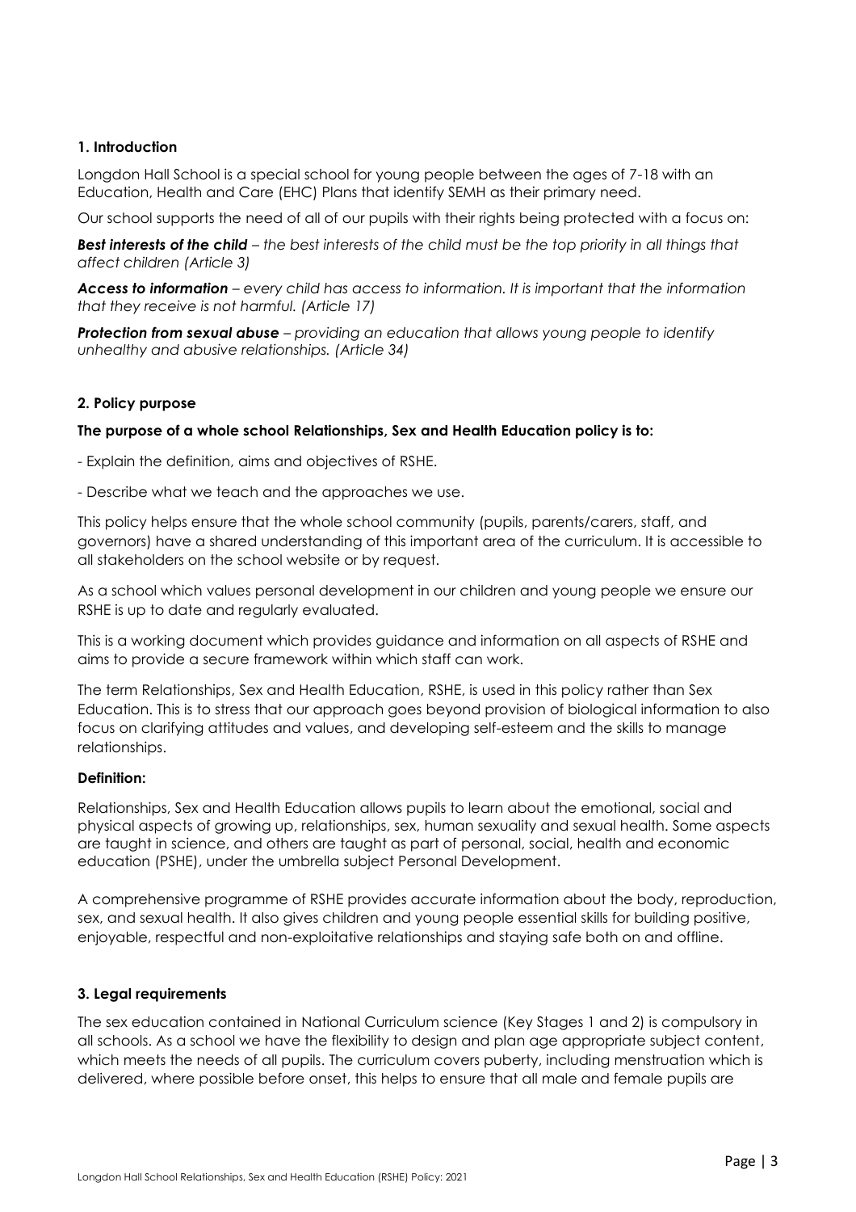### 1. Introduction

Longdon Hall School is a special school for young people between the ages of 7-18 with an Education, Health and Care (EHC) Plans that identify SEMH as their primary need.

Our school supports the need of all of our pupils with their rights being protected with a focus on:

***Best interests of the child*** *– the best interests of the child must be the top priority in all things that affect children (Article 3)*

***Access to information*** *– every child has access to information. It is important that the information that they receive is not harmful. (Article 17)*

***Protection from sexual abuse*** *– providing an education that allows young people to identify unhealthy and abusive relationships. (Article 34)*

### 2. Policy purpose

**The purpose of a whole school Relationships, Sex and Health Education policy is to:**

- Explain the definition, aims and objectives of RSHE.

- Describe what we teach and the approaches we use.

This policy helps ensure that the whole school community (pupils, parents/carers, staff, and governors) have a shared understanding of this important area of the curriculum. It is accessible to all stakeholders on the school website or by request.

As a school which values personal development in our children and young people we ensure our RSHE is up to date and regularly evaluated.

This is a working document which provides guidance and information on all aspects of RSHE and aims to provide a secure framework within which staff can work.

The term Relationships, Sex and Health Education, RSHE, is used in this policy rather than Sex Education. This is to stress that our approach goes beyond provision of biological information to also focus on clarifying attitudes and values, and developing self-esteem and the skills to manage relationships.

**Definition:**

Relationships, Sex and Health Education allows pupils to learn about the emotional, social and physical aspects of growing up, relationships, sex, human sexuality and sexual health. Some aspects are taught in science, and others are taught as part of personal, social, health and economic education (PSHE), under the umbrella subject Personal Development.

A comprehensive programme of RSHE provides accurate information about the body, reproduction, sex, and sexual health. It also gives children and young people essential skills for building positive, enjoyable, respectful and non-exploitative relationships and staying safe both on and offline.

### 3. Legal requirements

The sex education contained in National Curriculum science (Key Stages 1 and 2) is compulsory in all schools. As a school we have the flexibility to design and plan age appropriate subject content, which meets the needs of all pupils. The curriculum covers puberty, including menstruation which is delivered, where possible before onset, this helps to ensure that all male and female pupils are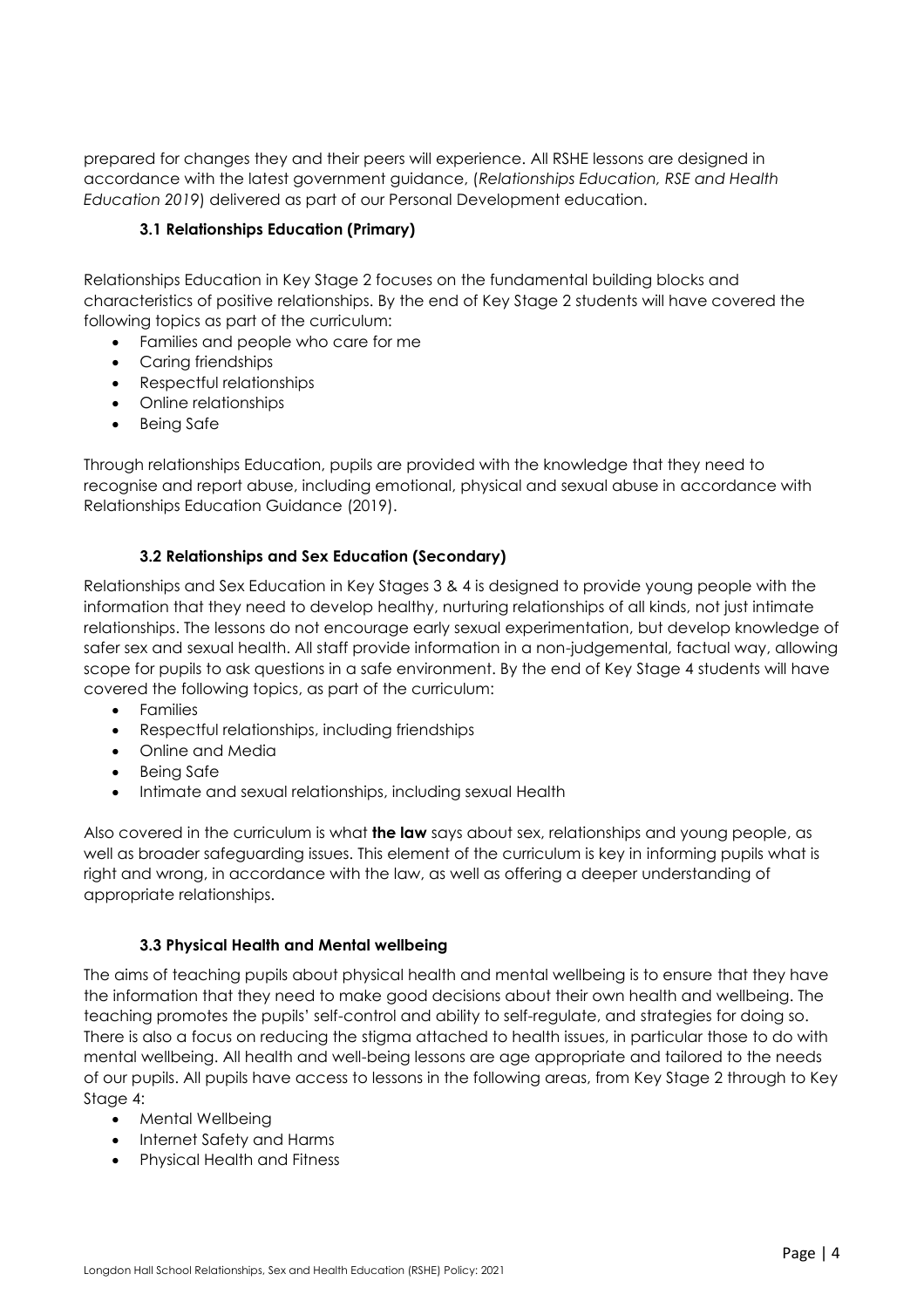prepared for changes they and their peers will experience. All RSHE lessons are designed in accordance with the latest government guidance, (*Relationships Education, RSE and Health Education 2019*) delivered as part of our Personal Development education.

### 3.1 Relationships Education (Primary)

Relationships Education in Key Stage 2 focuses on the fundamental building blocks and characteristics of positive relationships. By the end of Key Stage 2 students will have covered the following topics as part of the curriculum:

- Families and people who care for me
- Caring friendships
- Respectful relationships
- Online relationships
- Being Safe

Through relationships Education, pupils are provided with the knowledge that they need to recognise and report abuse, including emotional, physical and sexual abuse in accordance with Relationships Education Guidance (2019).

### 3.2 Relationships and Sex Education (Secondary)

Relationships and Sex Education in Key Stages 3 & 4 is designed to provide young people with the information that they need to develop healthy, nurturing relationships of all kinds, not just intimate relationships. The lessons do not encourage early sexual experimentation, but develop knowledge of safer sex and sexual health. All staff provide information in a non-judgemental, factual way, allowing scope for pupils to ask questions in a safe environment. By the end of Key Stage 4 students will have covered the following topics, as part of the curriculum:

- Families
- Respectful relationships, including friendships
- Online and Media
- Being Safe
- Intimate and sexual relationships, including sexual Health

Also covered in the curriculum is what **the law** says about sex, relationships and young people, as well as broader safeguarding issues. This element of the curriculum is key in informing pupils what is right and wrong, in accordance with the law, as well as offering a deeper understanding of appropriate relationships.

### 3.3 Physical Health and Mental wellbeing

The aims of teaching pupils about physical health and mental wellbeing is to ensure that they have the information that they need to make good decisions about their own health and wellbeing. The teaching promotes the pupils' self-control and ability to self-regulate, and strategies for doing so. There is also a focus on reducing the stigma attached to health issues, in particular those to do with mental wellbeing. All health and well-being lessons are age appropriate and tailored to the needs of our pupils. All pupils have access to lessons in the following areas, from Key Stage 2 through to Key Stage 4:

- Mental Wellbeing
- Internet Safety and Harms
- Physical Health and Fitness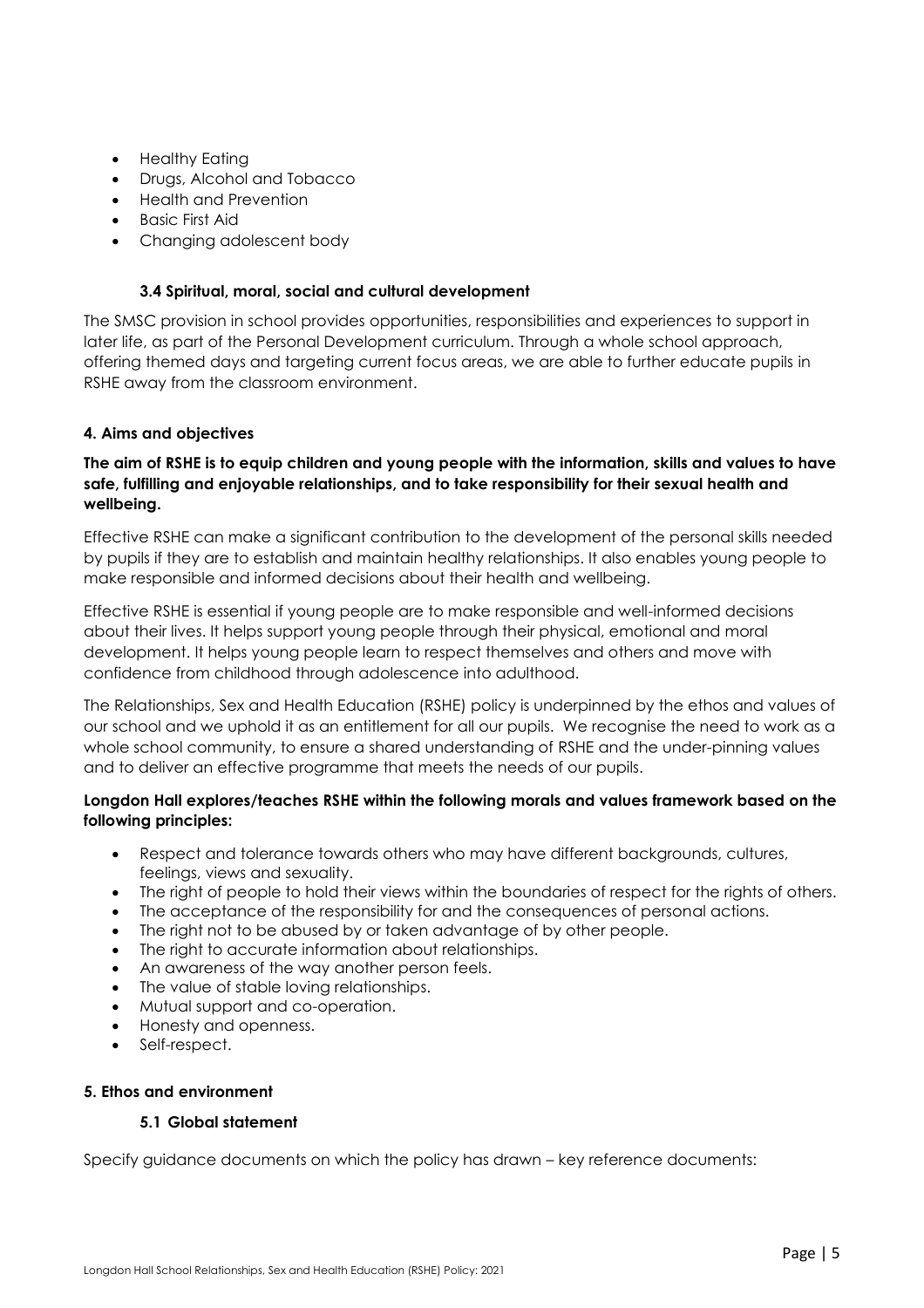- Healthy Eating
- Drugs, Alcohol and Tobacco
- Health and Prevention
- Basic First Aid
- Changing adolescent body

### 3.4 Spiritual, moral, social and cultural development

The SMSC provision in school provides opportunities, responsibilities and experiences to support in later life, as part of the Personal Development curriculum. Through a whole school approach, offering themed days and targeting current focus areas, we are able to further educate pupils in RSHE away from the classroom environment.

## 4. Aims and objectives

**The aim of RSHE is to equip children and young people with the information, skills and values to have safe, fulfilling and enjoyable relationships, and to take responsibility for their sexual health and wellbeing.**

Effective RSHE can make a significant contribution to the development of the personal skills needed by pupils if they are to establish and maintain healthy relationships. It also enables young people to make responsible and informed decisions about their health and wellbeing.

Effective RSHE is essential if young people are to make responsible and well-informed decisions about their lives. It helps support young people through their physical, emotional and moral development. It helps young people learn to respect themselves and others and move with confidence from childhood through adolescence into adulthood.

The Relationships, Sex and Health Education (RSHE) policy is underpinned by the ethos and values of our school and we uphold it as an entitlement for all our pupils. We recognise the need to work as a whole school community, to ensure a shared understanding of RSHE and the under-pinning values and to deliver an effective programme that meets the needs of our pupils.

**Longdon Hall explores/teaches RSHE within the following morals and values framework based on the following principles:**

- Respect and tolerance towards others who may have different backgrounds, cultures, feelings, views and sexuality.
- The right of people to hold their views within the boundaries of respect for the rights of others.
- The acceptance of the responsibility for and the consequences of personal actions.
- The right not to be abused by or taken advantage of by other people.
- The right to accurate information about relationships.
- An awareness of the way another person feels.
- The value of stable loving relationships.
- Mutual support and co-operation.
- Honesty and openness.
- Self-respect.

## 5. Ethos and environment

### 5.1 Global statement

Specify guidance documents on which the policy has drawn – key reference documents: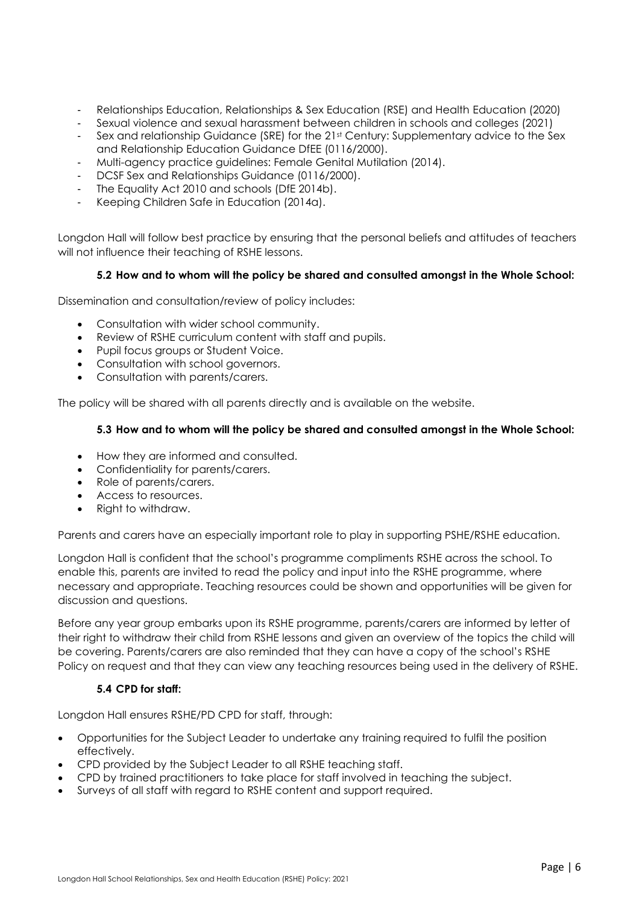- Relationships Education, Relationships & Sex Education (RSE) and Health Education (2020)
- Sexual violence and sexual harassment between children in schools and colleges (2021)
- Sex and relationship Guidance (SRE) for the 21st Century: Supplementary advice to the Sex and Relationship Education Guidance DfEE (0116/2000).
- Multi-agency practice guidelines: Female Genital Mutilation (2014).
- DCSF Sex and Relationships Guidance (0116/2000).
- The Equality Act 2010 and schools (DfE 2014b).
- Keeping Children Safe in Education (2014a).

Longdon Hall will follow best practice by ensuring that the personal beliefs and attitudes of teachers will not influence their teaching of RSHE lessons.

#### 5.2 How and to whom will the policy be shared and consulted amongst in the Whole School:

Dissemination and consultation/review of policy includes:

- Consultation with wider school community.
- Review of RSHE curriculum content with staff and pupils.
- Pupil focus groups or Student Voice.
- Consultation with school governors.
- Consultation with parents/carers.

The policy will be shared with all parents directly and is available on the website.

#### 5.3 How and to whom will the policy be shared and consulted amongst in the Whole School:

- How they are informed and consulted.
- Confidentiality for parents/carers.
- Role of parents/carers.
- Access to resources.
- Right to withdraw.

Parents and carers have an especially important role to play in supporting PSHE/RSHE education.

Longdon Hall is confident that the school's programme compliments RSHE across the school. To enable this, parents are invited to read the policy and input into the RSHE programme, where necessary and appropriate. Teaching resources could be shown and opportunities will be given for discussion and questions.

Before any year group embarks upon its RSHE programme, parents/carers are informed by letter of their right to withdraw their child from RSHE lessons and given an overview of the topics the child will be covering. Parents/carers are also reminded that they can have a copy of the school's RSHE Policy on request and that they can view any teaching resources being used in the delivery of RSHE.

#### 5.4 CPD for staff:

Longdon Hall ensures RSHE/PD CPD for staff, through:

- Opportunities for the Subject Leader to undertake any training required to fulfil the position effectively.
- CPD provided by the Subject Leader to all RSHE teaching staff.
- CPD by trained practitioners to take place for staff involved in teaching the subject.
- Surveys of all staff with regard to RSHE content and support required.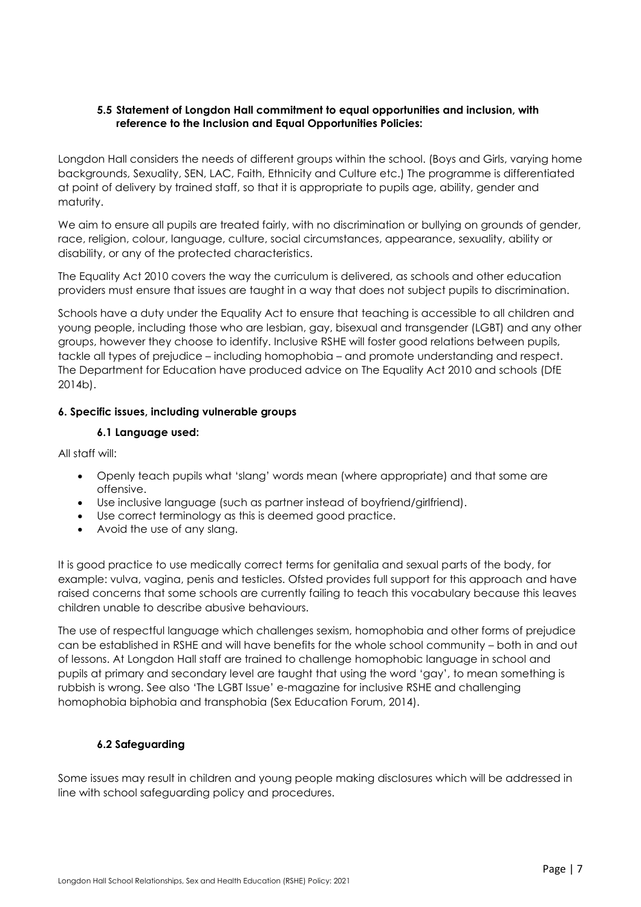### 5.5 Statement of Longdon Hall commitment to equal opportunities and inclusion, with reference to the Inclusion and Equal Opportunities Policies:

Longdon Hall considers the needs of different groups within the school. (Boys and Girls, varying home backgrounds, Sexuality, SEN, LAC, Faith, Ethnicity and Culture etc.) The programme is differentiated at point of delivery by trained staff, so that it is appropriate to pupils age, ability, gender and maturity.

We aim to ensure all pupils are treated fairly, with no discrimination or bullying on grounds of gender, race, religion, colour, language, culture, social circumstances, appearance, sexuality, ability or disability, or any of the protected characteristics.

The Equality Act 2010 covers the way the curriculum is delivered, as schools and other education providers must ensure that issues are taught in a way that does not subject pupils to discrimination.

Schools have a duty under the Equality Act to ensure that teaching is accessible to all children and young people, including those who are lesbian, gay, bisexual and transgender (LGBT) and any other groups, however they choose to identify. Inclusive RSHE will foster good relations between pupils, tackle all types of prejudice – including homophobia – and promote understanding and respect. The Department for Education have produced advice on The Equality Act 2010 and schools (DfE 2014b).

## 6. Specific issues, including vulnerable groups

### 6.1 Language used:

All staff will:

- Openly teach pupils what 'slang' words mean (where appropriate) and that some are offensive.
- Use inclusive language (such as partner instead of boyfriend/girlfriend).
- Use correct terminology as this is deemed good practice.
- Avoid the use of any slang.

It is good practice to use medically correct terms for genitalia and sexual parts of the body, for example: vulva, vagina, penis and testicles. Ofsted provides full support for this approach and have raised concerns that some schools are currently failing to teach this vocabulary because this leaves children unable to describe abusive behaviours.

The use of respectful language which challenges sexism, homophobia and other forms of prejudice can be established in RSHE and will have benefits for the whole school community – both in and out of lessons. At Longdon Hall staff are trained to challenge homophobic language in school and pupils at primary and secondary level are taught that using the word 'gay', to mean something is rubbish is wrong. See also 'The LGBT Issue' e-magazine for inclusive RSHE and challenging homophobia biphobia and transphobia (Sex Education Forum, 2014).

### 6.2 Safeguarding

Some issues may result in children and young people making disclosures which will be addressed in line with school safeguarding policy and procedures.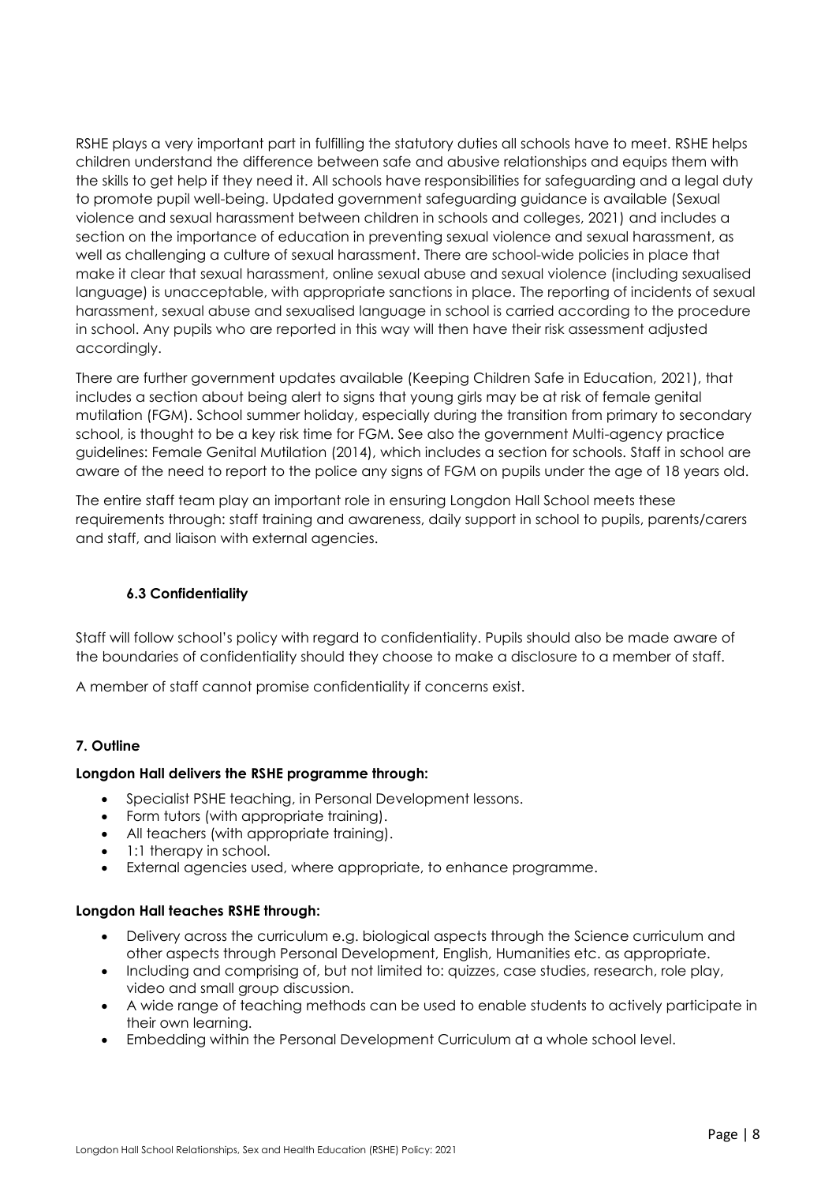RSHE plays a very important part in fulfilling the statutory duties all schools have to meet. RSHE helps children understand the difference between safe and abusive relationships and equips them with the skills to get help if they need it. All schools have responsibilities for safeguarding and a legal duty to promote pupil well-being. Updated government safeguarding guidance is available (Sexual violence and sexual harassment between children in schools and colleges, 2021) and includes a section on the importance of education in preventing sexual violence and sexual harassment, as well as challenging a culture of sexual harassment. There are school-wide policies in place that make it clear that sexual harassment, online sexual abuse and sexual violence (including sexualised language) is unacceptable, with appropriate sanctions in place. The reporting of incidents of sexual harassment, sexual abuse and sexualised language in school is carried according to the procedure in school. Any pupils who are reported in this way will then have their risk assessment adjusted accordingly.

There are further government updates available (Keeping Children Safe in Education, 2021), that includes a section about being alert to signs that young girls may be at risk of female genital mutilation (FGM). School summer holiday, especially during the transition from primary to secondary school, is thought to be a key risk time for FGM. See also the government Multi-agency practice guidelines: Female Genital Mutilation (2014), which includes a section for schools. Staff in school are aware of the need to report to the police any signs of FGM on pupils under the age of 18 years old.

The entire staff team play an important role in ensuring Longdon Hall School meets these requirements through: staff training and awareness, daily support in school to pupils, parents/carers and staff, and liaison with external agencies.

### 6.3 Confidentiality

Staff will follow school's policy with regard to confidentiality. Pupils should also be made aware of the boundaries of confidentiality should they choose to make a disclosure to a member of staff.

A member of staff cannot promise confidentiality if concerns exist.

## 7. Outline

**Longdon Hall delivers the RSHE programme through:**

- Specialist PSHE teaching, in Personal Development lessons.
- Form tutors (with appropriate training).
- All teachers (with appropriate training).
- 1:1 therapy in school.
- External agencies used, where appropriate, to enhance programme.

**Longdon Hall teaches RSHE through:**

- Delivery across the curriculum e.g. biological aspects through the Science curriculum and other aspects through Personal Development, English, Humanities etc. as appropriate.
- Including and comprising of, but not limited to: quizzes, case studies, research, role play, video and small group discussion.
- A wide range of teaching methods can be used to enable students to actively participate in their own learning.
- Embedding within the Personal Development Curriculum at a whole school level.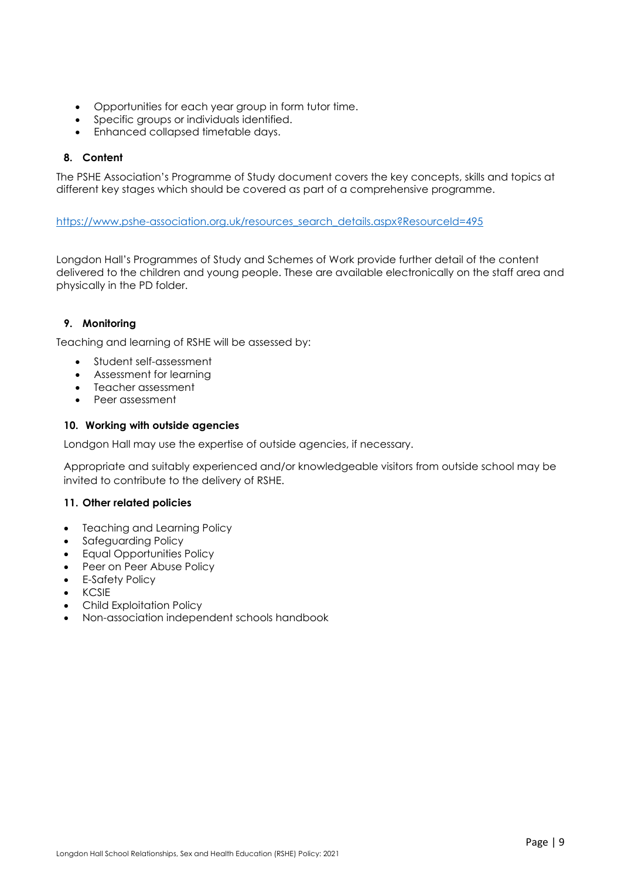- Opportunities for each year group in form tutor time.
- Specific groups or individuals identified.
- Enhanced collapsed timetable days.

## 8. Content

The PSHE Association's Programme of Study document covers the key concepts, skills and topics at different key stages which should be covered as part of a comprehensive programme.

https://www.pshe-association.org.uk/resources_search_details.aspx?ResourceId=495

Longdon Hall's Programmes of Study and Schemes of Work provide further detail of the content delivered to the children and young people. These are available electronically on the staff area and physically in the PD folder.

## 9. Monitoring

Teaching and learning of RSHE will be assessed by:

- Student self-assessment
- Assessment for learning
- Teacher assessment
- Peer assessment

## 10. Working with outside agencies

Londgon Hall may use the expertise of outside agencies, if necessary.

Appropriate and suitably experienced and/or knowledgeable visitors from outside school may be invited to contribute to the delivery of RSHE.

## 11. Other related policies

- Teaching and Learning Policy
- Safeguarding Policy
- Equal Opportunities Policy
- Peer on Peer Abuse Policy
- E-Safety Policy
- KCSIE
- Child Exploitation Policy
- Non-association independent schools handbook